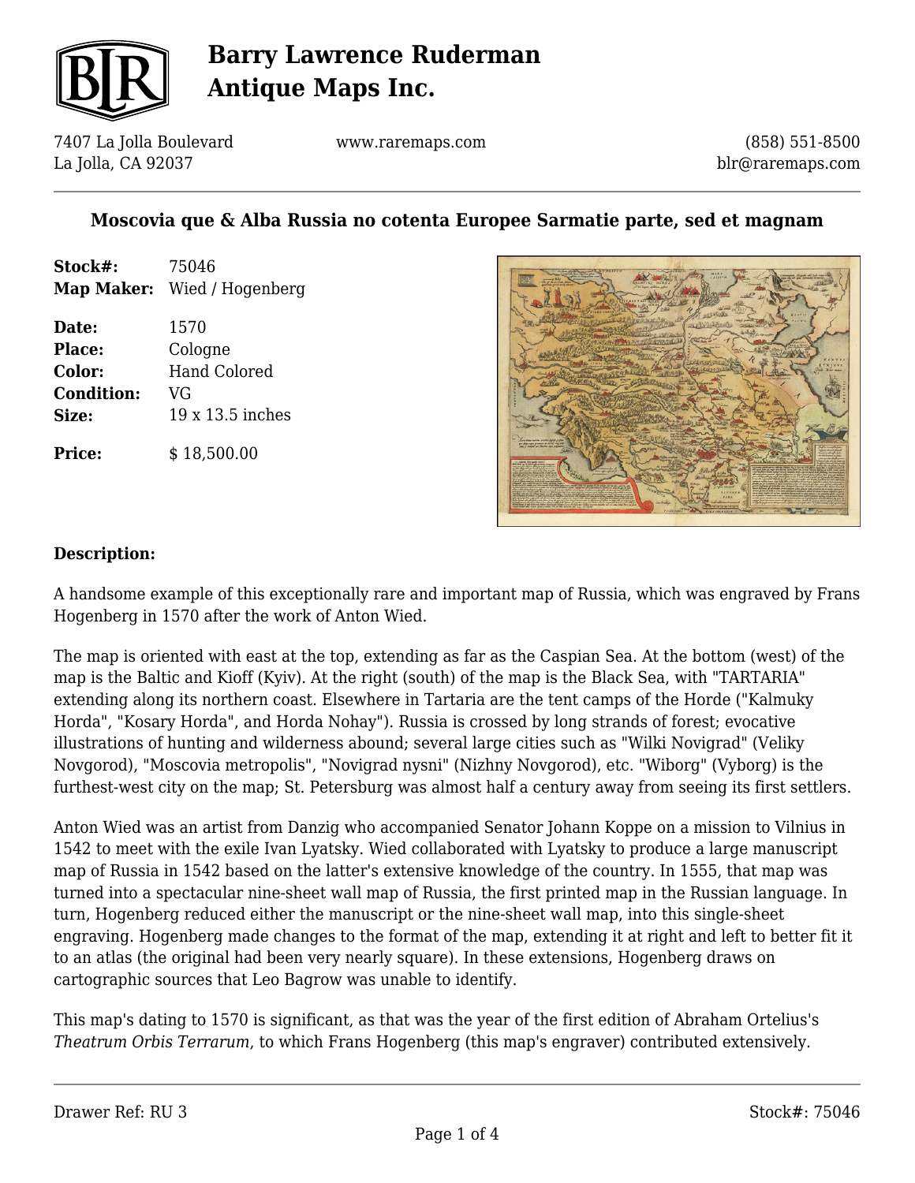# Barry Lawrence Ruderman Antique Maps Inc.

7407 La Jolla Boulevard
La Jolla, CA 92037

www.raremaps.com

(858) 551-8500
blr@raremaps.com

## Moscovia que & Alba Russia no cotenta Europee Sarmatie parte, sed et magnam

| | |
|---|---|
| **Stock#:** | 75046 |
| **Map Maker:** | Wied / Hogenberg |
| **Date:** | 1570 |
| **Place:** | Cologne |
| **Color:** | Hand Colored |
| **Condition:** | VG |
| **Size:** | 19 x 13.5 inches |
| **Price:** | $ 18,500.00 |

### Description:

A handsome example of this exceptionally rare and important map of Russia, which was engraved by Frans Hogenberg in 1570 after the work of Anton Wied.

The map is oriented with east at the top, extending as far as the Caspian Sea. At the bottom (west) of the map is the Baltic and Kioff (Kyiv). At the right (south) of the map is the Black Sea, with "TARTARIA" extending along its northern coast. Elsewhere in Tartaria are the tent camps of the Horde ("Kalmuky Horda", "Kosary Horda", and Horda Nohay"). Russia is crossed by long strands of forest; evocative illustrations of hunting and wilderness abound; several large cities such as "Wilki Novigrad" (Veliky Novgorod), "Moscovia metropolis", "Novigrad nysni" (Nizhny Novgorod), etc. "Wiborg" (Vyborg) is the furthest-west city on the map; St. Petersburg was almost half a century away from seeing its first settlers.

Anton Wied was an artist from Danzig who accompanied Senator Johann Koppe on a mission to Vilnius in 1542 to meet with the exile Ivan Lyatsky. Wied collaborated with Lyatsky to produce a large manuscript map of Russia in 1542 based on the latter's extensive knowledge of the country. In 1555, that map was turned into a spectacular nine-sheet wall map of Russia, the first printed map in the Russian language. In turn, Hogenberg reduced either the manuscript or the nine-sheet wall map, into this single-sheet engraving. Hogenberg made changes to the format of the map, extending it at right and left to better fit it to an atlas (the original had been very nearly square). In these extensions, Hogenberg draws on cartographic sources that Leo Bagrow was unable to identify.

This map's dating to 1570 is significant, as that was the year of the first edition of Abraham Ortelius's *Theatrum Orbis Terrarum*, to which Frans Hogenberg (this map's engraver) contributed extensively.

Drawer Ref: RU 3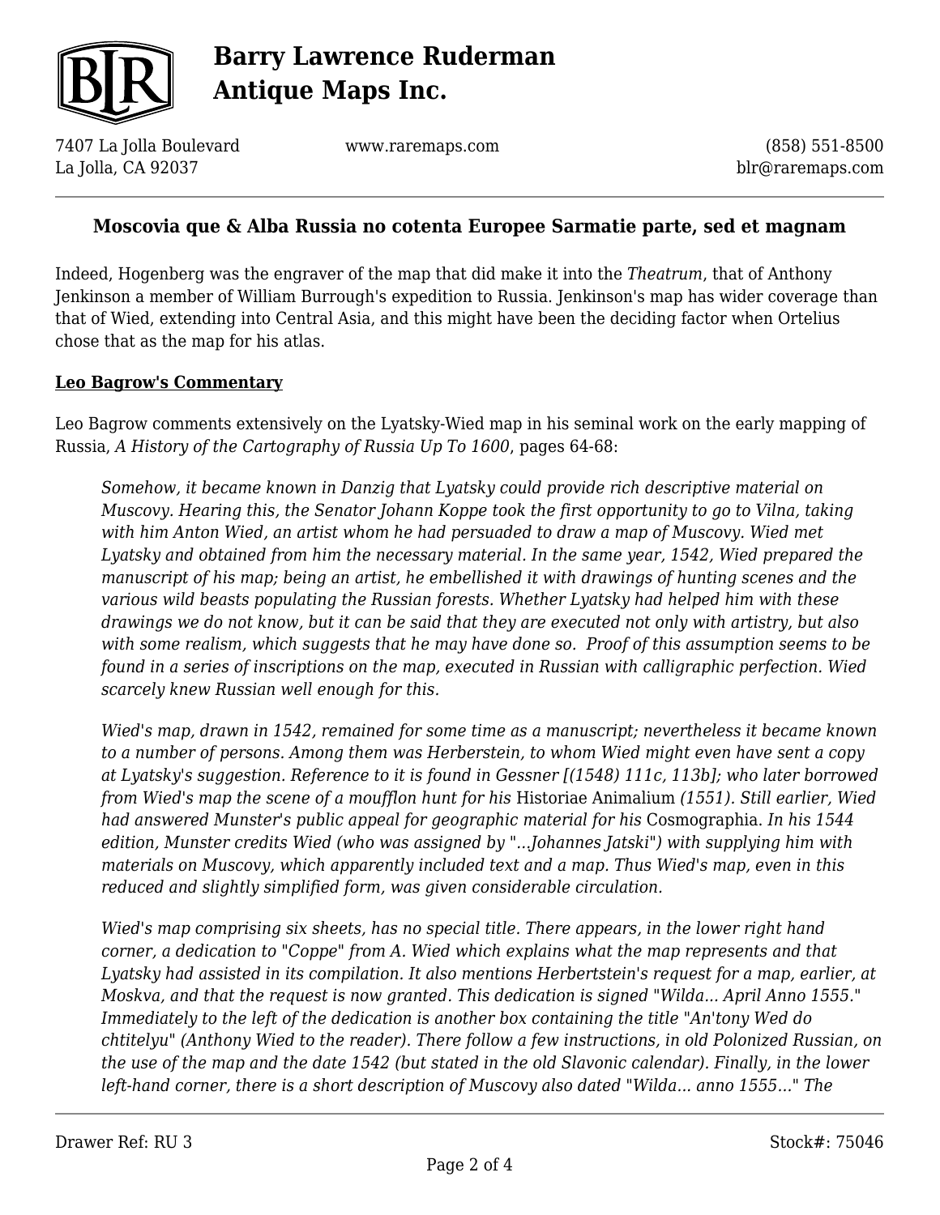## Moscovia que & Alba Russia no cotenta Europee Sarmatie parte, sed et magnam

Indeed, Hogenberg was the engraver of the map that did make it into the *Theatrum*, that of Anthony Jenkinson a member of William Burrough's expedition to Russia. Jenkinson's map has wider coverage than that of Wied, extending into Central Asia, and this might have been the deciding factor when Ortelius chose that as the map for his atlas.

**Leo Bagrow's Commentary**

Leo Bagrow comments extensively on the Lyatsky-Wied map in his seminal work on the early mapping of Russia, *A History of the Cartography of Russia Up To 1600*, pages 64-68:

> *Somehow, it became known in Danzig that Lyatsky could provide rich descriptive material on Muscovy. Hearing this, the Senator Johann Koppe took the first opportunity to go to Vilna, taking with him Anton Wied, an artist whom he had persuaded to draw a map of Muscovy. Wied met Lyatsky and obtained from him the necessary material. In the same year, 1542, Wied prepared the manuscript of his map; being an artist, he embellished it with drawings of hunting scenes and the various wild beasts populating the Russian forests. Whether Lyatsky had helped him with these drawings we do not know, but it can be said that they are executed not only with artistry, but also with some realism, which suggests that he may have done so. Proof of this assumption seems to be found in a series of inscriptions on the map, executed in Russian with calligraphic perfection. Wied scarcely knew Russian well enough for this.*
>
> *Wied's map, drawn in 1542, remained for some time as a manuscript; nevertheless it became known to a number of persons. Among them was Herberstein, to whom Wied might even have sent a copy at Lyatsky's suggestion. Reference to it is found in Gessner [(1548) 111c, 113b]; who later borrowed from Wied's map the scene of a moufflon hunt for his* Historiae Animalium *(1551). Still earlier, Wied had answered Munster's public appeal for geographic material for his* Cosmographia. *In his 1544 edition, Munster credits Wied (who was assigned by "...Johannes Jatski") with supplying him with materials on Muscovy, which apparently included text and a map. Thus Wied's map, even in this reduced and slightly simplified form, was given considerable circulation.*
>
> *Wied's map comprising six sheets, has no special title. There appears, in the lower right hand corner, a dedication to "Coppe" from A. Wied which explains what the map represents and that Lyatsky had assisted in its compilation. It also mentions Herbertstein's request for a map, earlier, at Moskva, and that the request is now granted. This dedication is signed "Wilda... April Anno 1555." Immediately to the left of the dedication is another box containing the title "An'tony Wed do chtitelyu" (Anthony Wied to the reader). There follow a few instructions, in old Polonized Russian, on the use of the map and the date 1542 (but stated in the old Slavonic calendar). Finally, in the lower left-hand corner, there is a short description of Muscovy also dated "Wilda... anno 1555..." The*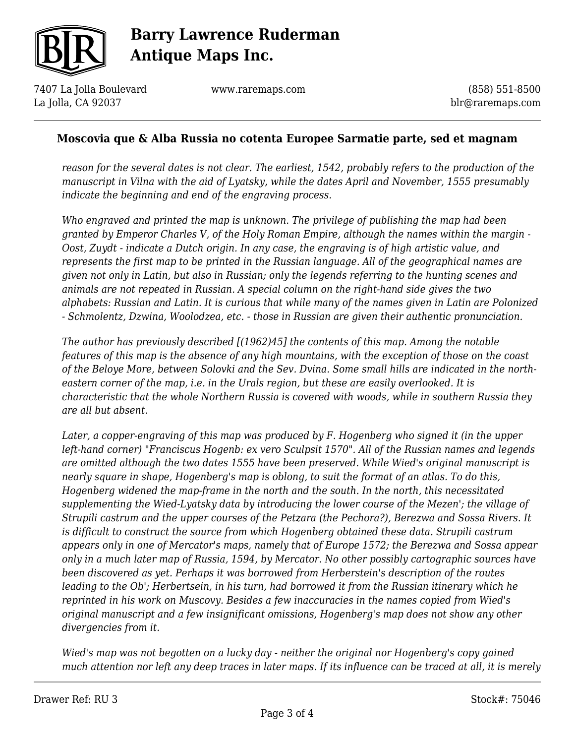**Moscovia que & Alba Russia no cotenta Europee Sarmatie parte, sed et magnam**

*reason for the several dates is not clear. The earliest, 1542, probably refers to the production of the manuscript in Vilna with the aid of Lyatsky, while the dates April and November, 1555 presumably indicate the beginning and end of the engraving process.*

*Who engraved and printed the map is unknown. The privilege of publishing the map had been granted by Emperor Charles V, of the Holy Roman Empire, although the names within the margin - Oost, Zuydt - indicate a Dutch origin. In any case, the engraving is of high artistic value, and represents the first map to be printed in the Russian language. All of the geographical names are given not only in Latin, but also in Russian; only the legends referring to the hunting scenes and animals are not repeated in Russian. A special column on the right-hand side gives the two alphabets: Russian and Latin. It is curious that while many of the names given in Latin are Polonized - Schmolentz, Dzwina, Woolodzea, etc. - those in Russian are given their authentic pronunciation.*

*The author has previously described [(1962)45] the contents of this map. Among the notable features of this map is the absence of any high mountains, with the exception of those on the coast of the Beloye More, between Solovki and the Sev. Dvina. Some small hills are indicated in the north-eastern corner of the map, i.e. in the Urals region, but these are easily overlooked. It is characteristic that the whole Northern Russia is covered with woods, while in southern Russia they are all but absent.*

*Later, a copper-engraving of this map was produced by F. Hogenberg who signed it (in the upper left-hand corner) "Franciscus Hogenb: ex vero Sculpsit 1570". All of the Russian names and legends are omitted although the two dates 1555 have been preserved. While Wied's original manuscript is nearly square in shape, Hogenberg's map is oblong, to suit the format of an atlas. To do this, Hogenberg widened the map-frame in the north and the south. In the north, this necessitated supplementing the Wied-Lyatsky data by introducing the lower course of the Mezen'; the village of Strupili castrum and the upper courses of the Petzara (the Pechora?), Berezwa and Sossa Rivers. It is difficult to construct the source from which Hogenberg obtained these data. Strupili castrum appears only in one of Mercator's maps, namely that of Europe 1572; the Berezwa and Sossa appear only in a much later map of Russia, 1594, by Mercator. No other possibly cartographic sources have been discovered as yet. Perhaps it was borrowed from Herberstein's description of the routes leading to the Ob'; Herbertsein, in his turn, had borrowed it from the Russian itinerary which he reprinted in his work on Muscovy. Besides a few inaccuracies in the names copied from Wied's original manuscript and a few insignificant omissions, Hogenberg's map does not show any other divergencies from it.*

*Wied's map was not begotten on a lucky day - neither the original nor Hogenberg's copy gained much attention nor left any deep traces in later maps. If its influence can be traced at all, it is merely*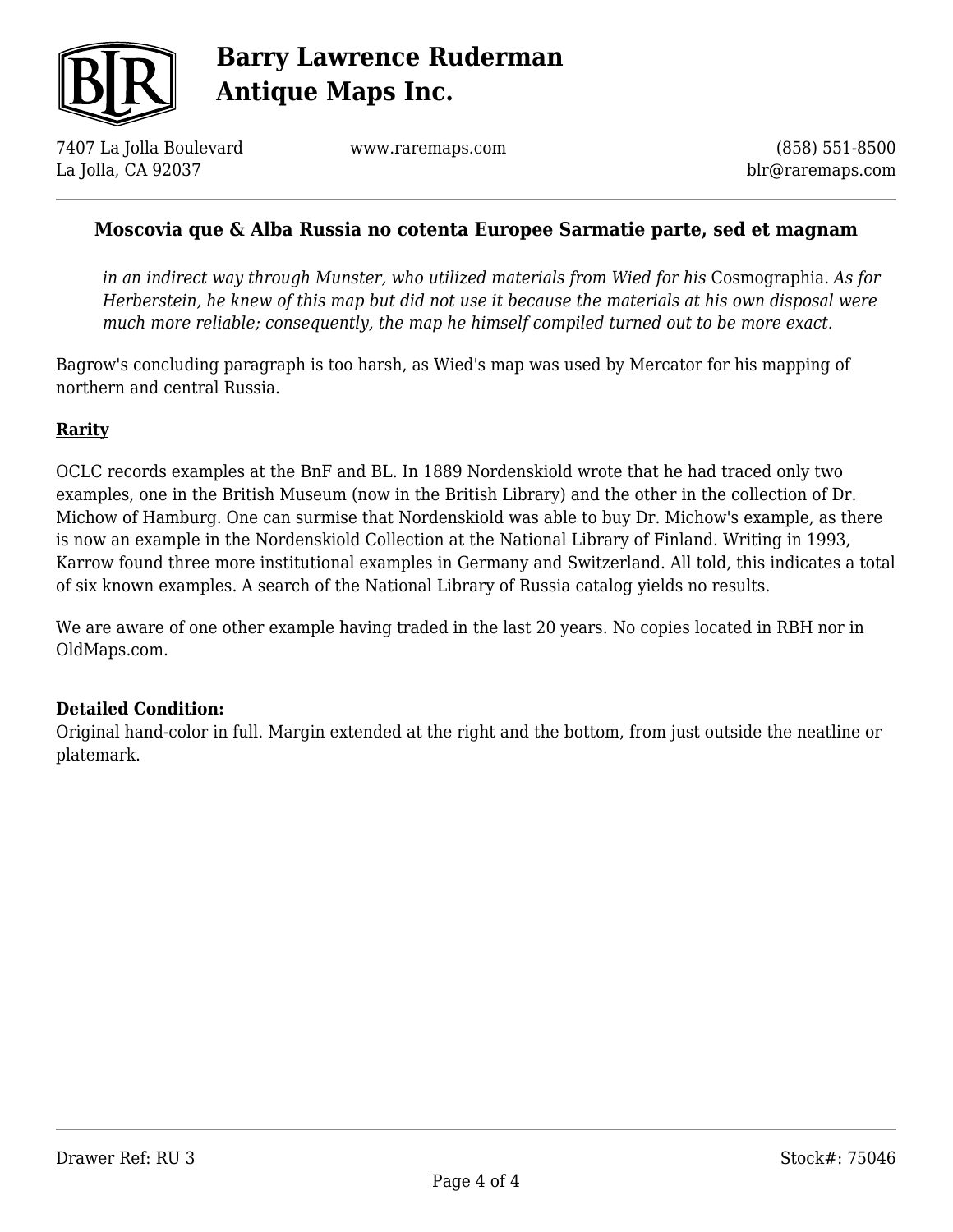in an indirect way through Munster, who utilized materials from Wied for his Cosmographia. As for Herberstein, he knew of this map but did not use it because the materials at his own disposal were much more reliable; consequently, the map he himself compiled turned out to be more exact.

Bagrow's concluding paragraph is too harsh, as Wied's map was used by Mercator for his mapping of northern and central Russia.

**Rarity**

OCLC records examples at the BnF and BL. In 1889 Nordenskiold wrote that he had traced only two examples, one in the British Museum (now in the British Library) and the other in the collection of Dr. Michow of Hamburg. One can surmise that Nordenskiold was able to buy Dr. Michow's example, as there is now an example in the Nordenskiold Collection at the National Library of Finland. Writing in 1993, Karrow found three more institutional examples in Germany and Switzerland. All told, this indicates a total of six known examples. A search of the National Library of Russia catalog yields no results.

We are aware of one other example having traded in the last 20 years. No copies located in RBH nor in OldMaps.com.

**Detailed Condition:**
Original hand-color in full. Margin extended at the right and the bottom, from just outside the neatline or platemark.